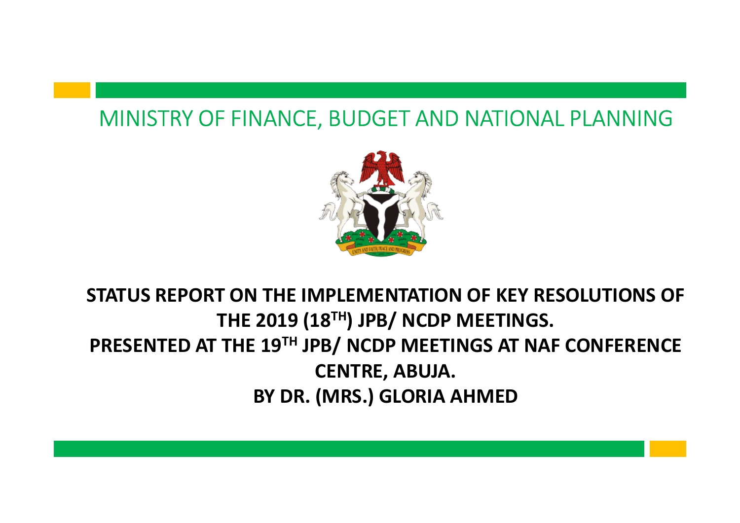# MINISTRY OF FINANCE, BUDGET AND NATIONAL PLANNING

**STATUS REPORT ON THE IMPLEMENTATION OF KEY RESOLUTIONS OF THE 2019 (18TH) JPB/ NCDP MEETINGS.**

**PRESENTED AT THE 19TH JPB/ NCDP MEETINGS AT NAF CONFERENCE CENTRE, ABUJA.**

**BY DR. (MRS.) GLORIA AHMED**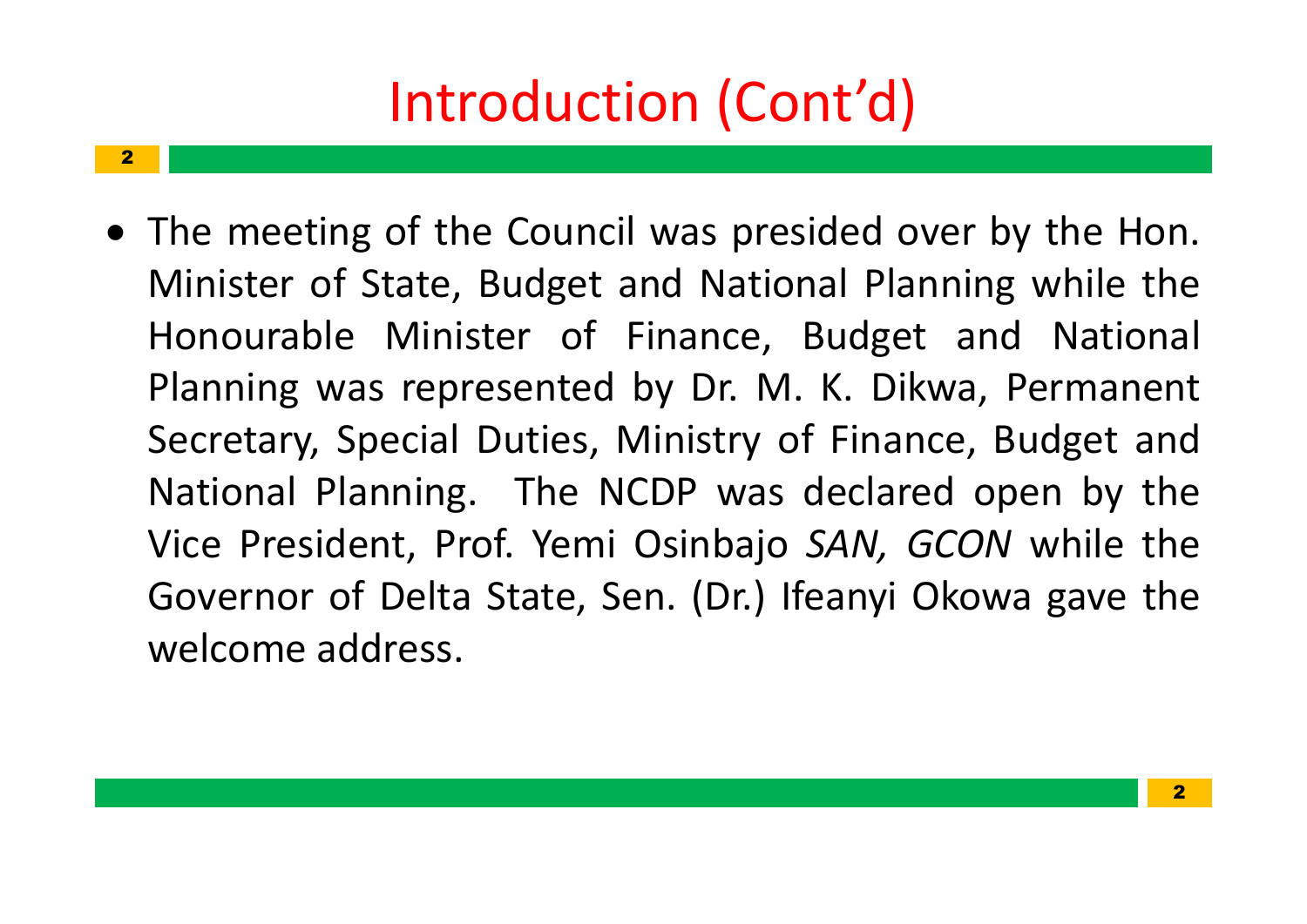# Introduction (Cont'd)

- The meeting of the Council was presided over by the Hon. Minister of State, Budget and National Planning while the Honourable Minister of Finance, Budget and National Planning was represented by Dr. M. K. Dikwa, Permanent Secretary, Special Duties, Ministry of Finance, Budget and National Planning. The NCDP was declared open by the Vice President, Prof. Yemi Osinbajo *SAN, GCON* while the Governor of Delta State, Sen. (Dr.) Ifeanyi Okowa gave the welcome address.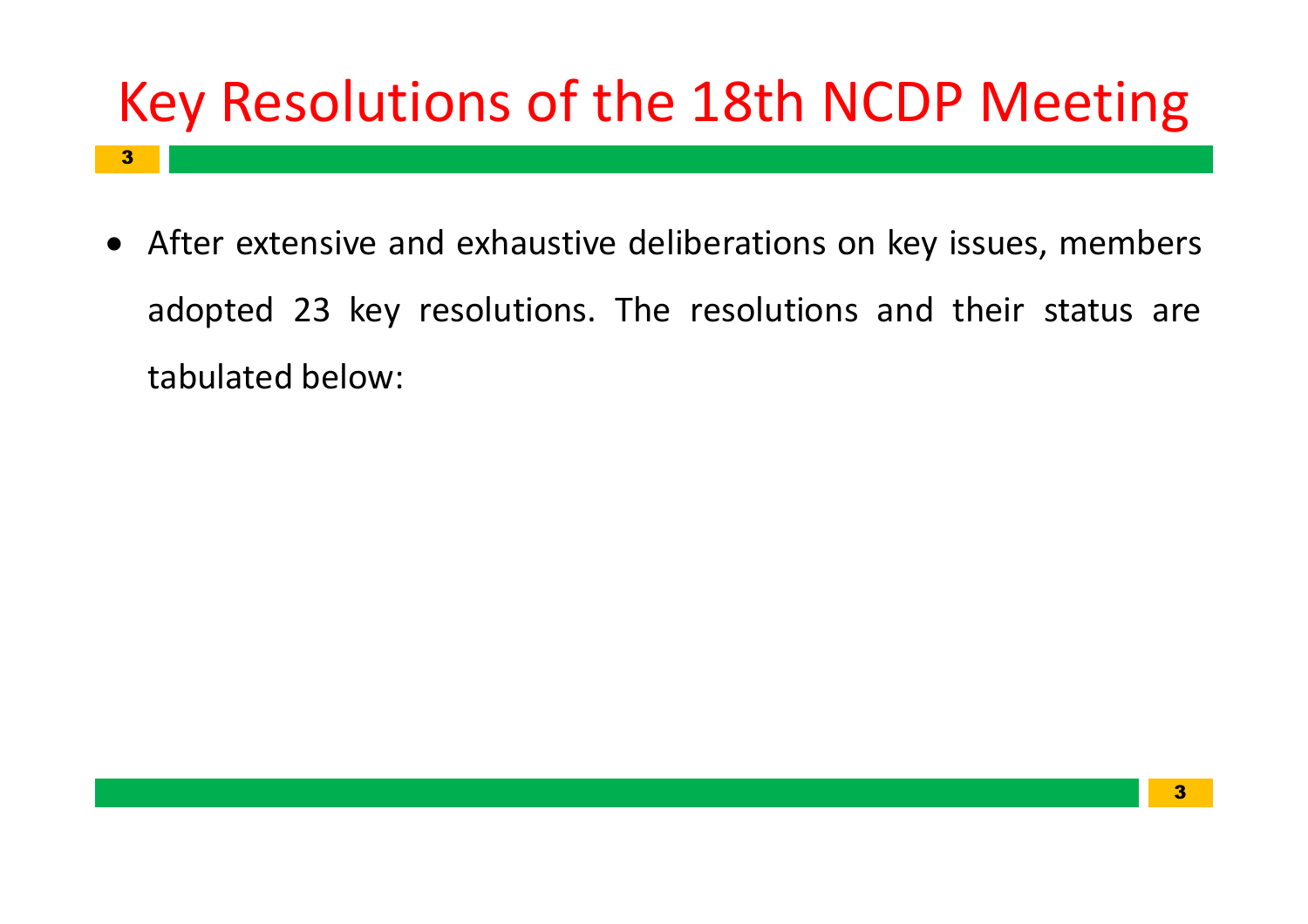# Key Resolutions of the 18th NCDP Meeting

- After extensive and exhaustive deliberations on key issues, members adopted 23 key resolutions. The resolutions and their status are tabulated below: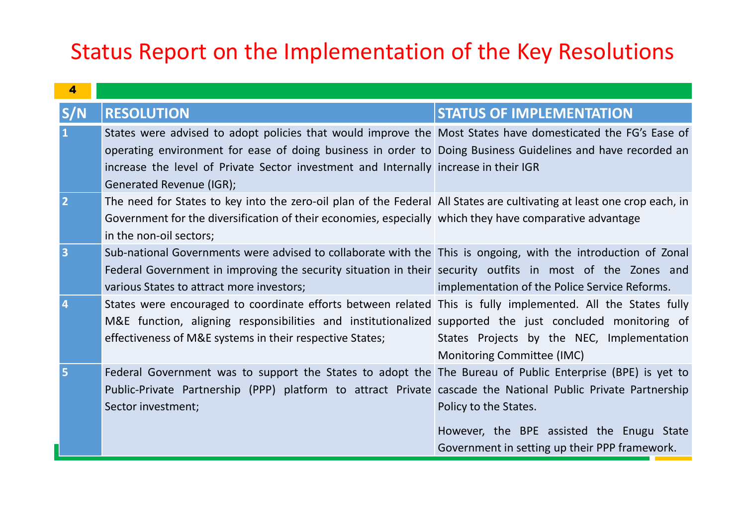# Status Report on the Implementation of the Key Resolutions

| S/N | RESOLUTION | STATUS OF IMPLEMENTATION |
|---|---|---|
| 1 | States were advised to adopt policies that would improve the operating environment for ease of doing business in order to increase the level of Private Sector investment and Internally Generated Revenue (IGR); | Most States have domesticated the FG's Ease of Doing Business Guidelines and have recorded an increase in their IGR |
| 2 | The need for States to key into the zero-oil plan of the Federal Government for the diversification of their economies, especially in the non-oil sectors; | All States are cultivating at least one crop each, in which they have comparative advantage |
| 3 | Sub-national Governments were advised to collaborate with the Federal Government in improving the security situation in their various States to attract more investors; | This is ongoing, with the introduction of Zonal security outfits in most of the Zones and implementation of the Police Service Reforms. |
| 4 | States were encouraged to coordinate efforts between related M&E function, aligning responsibilities and institutionalized effectiveness of M&E systems in their respective States; | This is fully implemented. All the States fully supported the just concluded monitoring of States Projects by the NEC, Implementation Monitoring Committee (IMC) |
| 5 | Federal Government was to support the States to adopt the Public-Private Partnership (PPP) platform to attract Private Sector investment; | The Bureau of Public Enterprise (BPE) is yet to cascade the National Public Private Partnership Policy to the States. However, the BPE assisted the Enugu State Government in setting up their PPP framework. |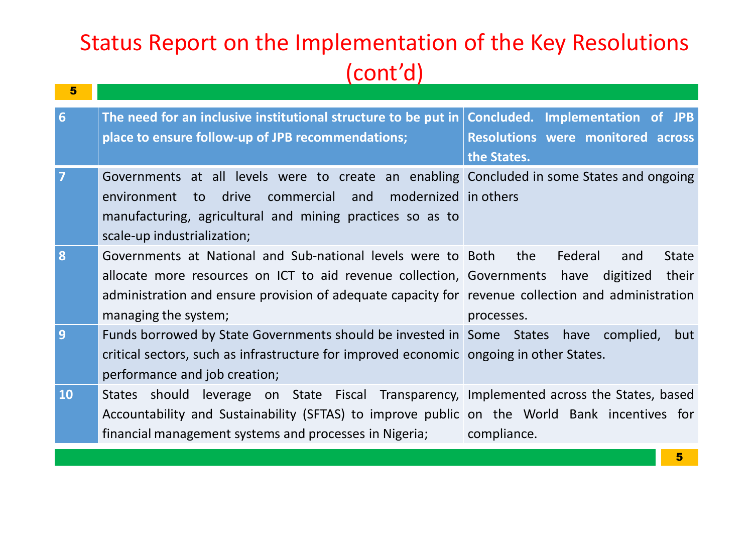# Status Report on the Implementation of the Key Resolutions (cont'd)

| **6** | **The need for an inclusive institutional structure to be put in place to ensure follow-up of JPB recommendations;** | **Concluded. Implementation of JPB Resolutions were monitored across the States.** |
|---|---|---|
| 7 | Governments at all levels were to create an enabling environment to drive commercial and modernized manufacturing, agricultural and mining practices so as to scale-up industrialization; | Concluded in some States and ongoing in others |
| 8 | Governments at National and Sub-national levels were to allocate more resources on ICT to aid revenue collection, administration and ensure provision of adequate capacity for managing the system; | Both the Federal and State Governments have digitized their revenue collection and administration processes. |
| 9 | Funds borrowed by State Governments should be invested in critical sectors, such as infrastructure for improved economic performance and job creation; | Some States have complied, but ongoing in other States. |
| 10 | States should leverage on State Fiscal Transparency, Accountability and Sustainability (SFTAS) to improve public financial management systems and processes in Nigeria; | Implemented across the States, based on the World Bank incentives for compliance. |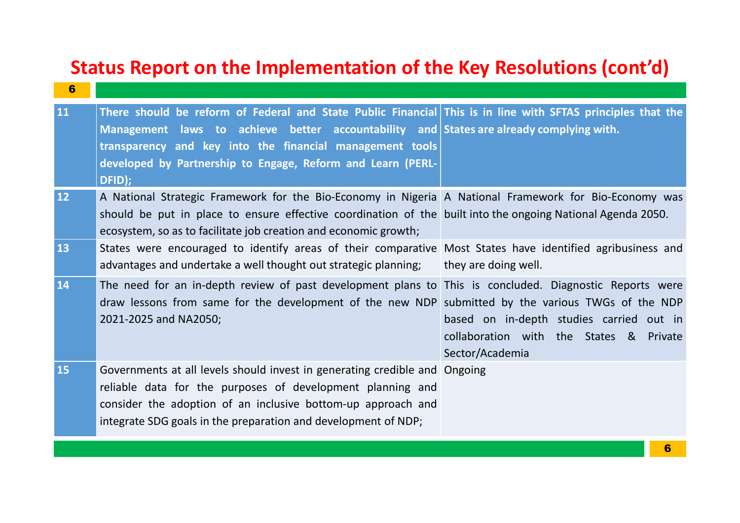# Status Report on the Implementation of the Key Resolutions (cont'd)

| | | |
|---|---|---|
| **11** | **There should be reform of Federal and State Public Financial Management laws to achieve better accountability and transparency and key into the financial management tools developed by Partnership to Engage, Reform and Learn (PERL-DFID);** | **This is in line with SFTAS principles that the States are already complying with.** |
| 12 | A National Strategic Framework for the Bio-Economy in Nigeria should be put in place to ensure effective coordination of the ecosystem, so as to facilitate job creation and economic growth; | A National Framework for Bio-Economy was built into the ongoing National Agenda 2050. |
| 13 | States were encouraged to identify areas of their comparative advantages and undertake a well thought out strategic planning; | Most States have identified agribusiness and they are doing well. |
| 14 | The need for an in-depth review of past development plans to draw lessons from same for the development of the new NDP 2021-2025 and NA2050; | This is concluded. Diagnostic Reports were submitted by the various TWGs of the NDP based on in-depth studies carried out in collaboration with the States & Private Sector/Academia |
| 15 | Governments at all levels should invest in generating credible and reliable data for the purposes of development planning and consider the adoption of an inclusive bottom-up approach and integrate SDG goals in the preparation and development of NDP; | Ongoing |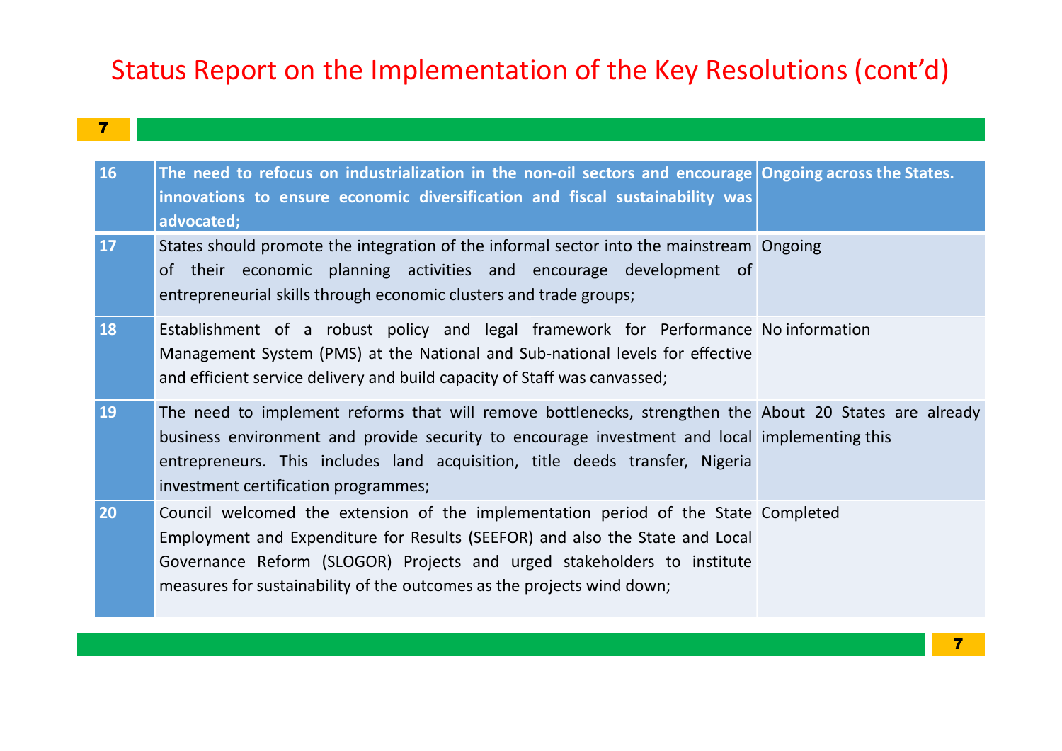# Status Report on the Implementation of the Key Resolutions (cont'd)

| | | |
|---|---|---|
| **16** | **The need to refocus on industrialization in the non-oil sectors and encourage innovations to ensure economic diversification and fiscal sustainability was advocated;** | **Ongoing across the States.** |
| 17 | States should promote the integration of the informal sector into the mainstream of their economic planning activities and encourage development of entrepreneurial skills through economic clusters and trade groups; | Ongoing |
| 18 | Establishment of a robust policy and legal framework for Performance Management System (PMS) at the National and Sub-national levels for effective and efficient service delivery and build capacity of Staff was canvassed; | No information |
| 19 | The need to implement reforms that will remove bottlenecks, strengthen the business environment and provide security to encourage investment and local entrepreneurs. This includes land acquisition, title deeds transfer, Nigeria investment certification programmes; | About 20 States are already implementing this |
| 20 | Council welcomed the extension of the implementation period of the State Employment and Expenditure for Results (SEEFOR) and also the State and Local Governance Reform (SLOGOR) Projects and urged stakeholders to institute measures for sustainability of the outcomes as the projects wind down; | Completed |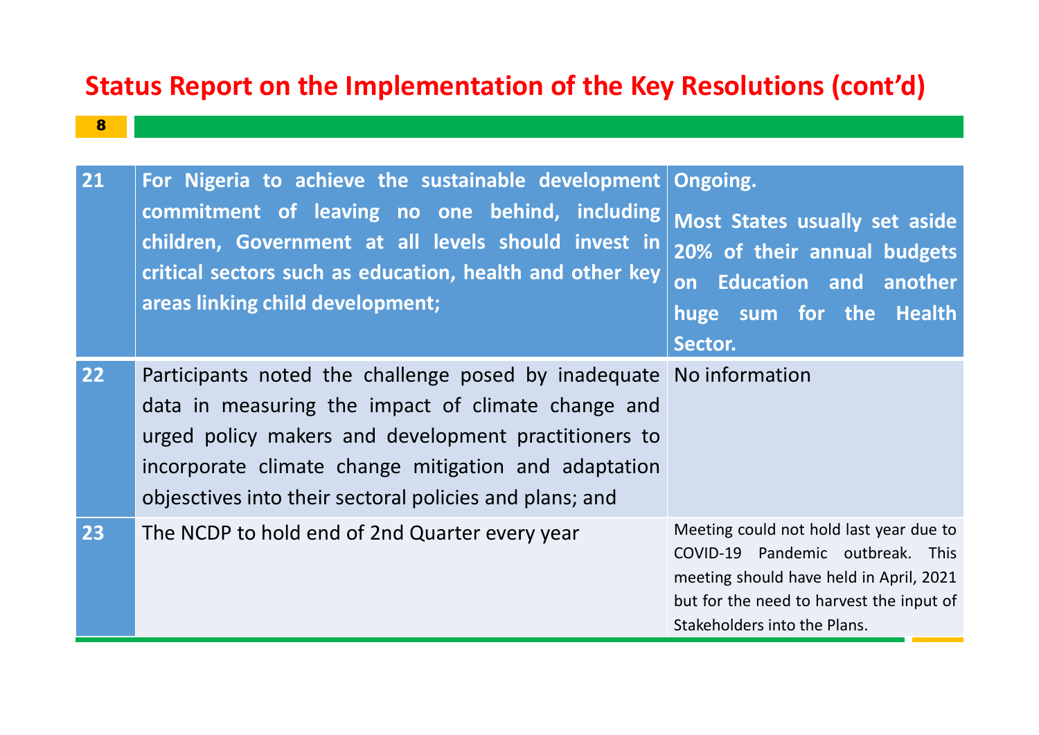# Status Report on the Implementation of the Key Resolutions (cont'd)

| | | |
|---|---|---|
| **21** | **For Nigeria to achieve the sustainable development commitment of leaving no one behind, including children, Government at all levels should invest in critical sectors such as education, health and other key areas linking child development;** | **Ongoing.** **Most States usually set aside 20% of their annual budgets on Education and another huge sum for the Health Sector.** |
| **22** | Participants noted the challenge posed by inadequate data in measuring the impact of climate change and urged policy makers and development practitioners to incorporate climate change mitigation and adaptation objesctives into their sectoral policies and plans; and | No information |
| **23** | The NCDP to hold end of 2nd Quarter every year | Meeting could not hold last year due to COVID-19 Pandemic outbreak. This meeting should have held in April, 2021 but for the need to harvest the input of Stakeholders into the Plans. |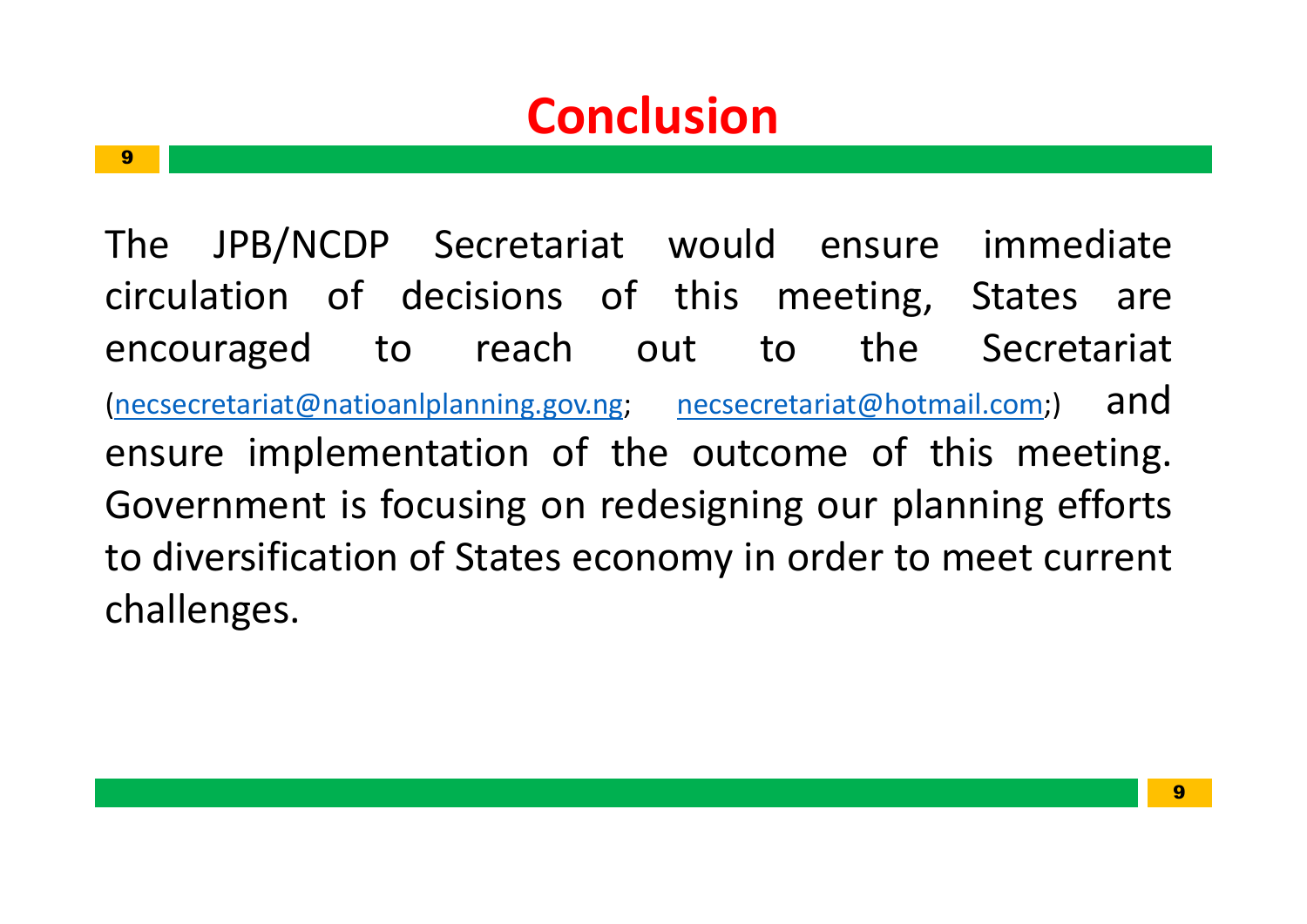# Conclusion

The JPB/NCDP Secretariat would ensure immediate circulation of decisions of this meeting, States are encouraged to reach out to the Secretariat (necsecretariat@natioanlplanning.gov.ng; necsecretariat@hotmail.com;) and ensure implementation of the outcome of this meeting. Government is focusing on redesigning our planning efforts to diversification of States economy in order to meet current challenges.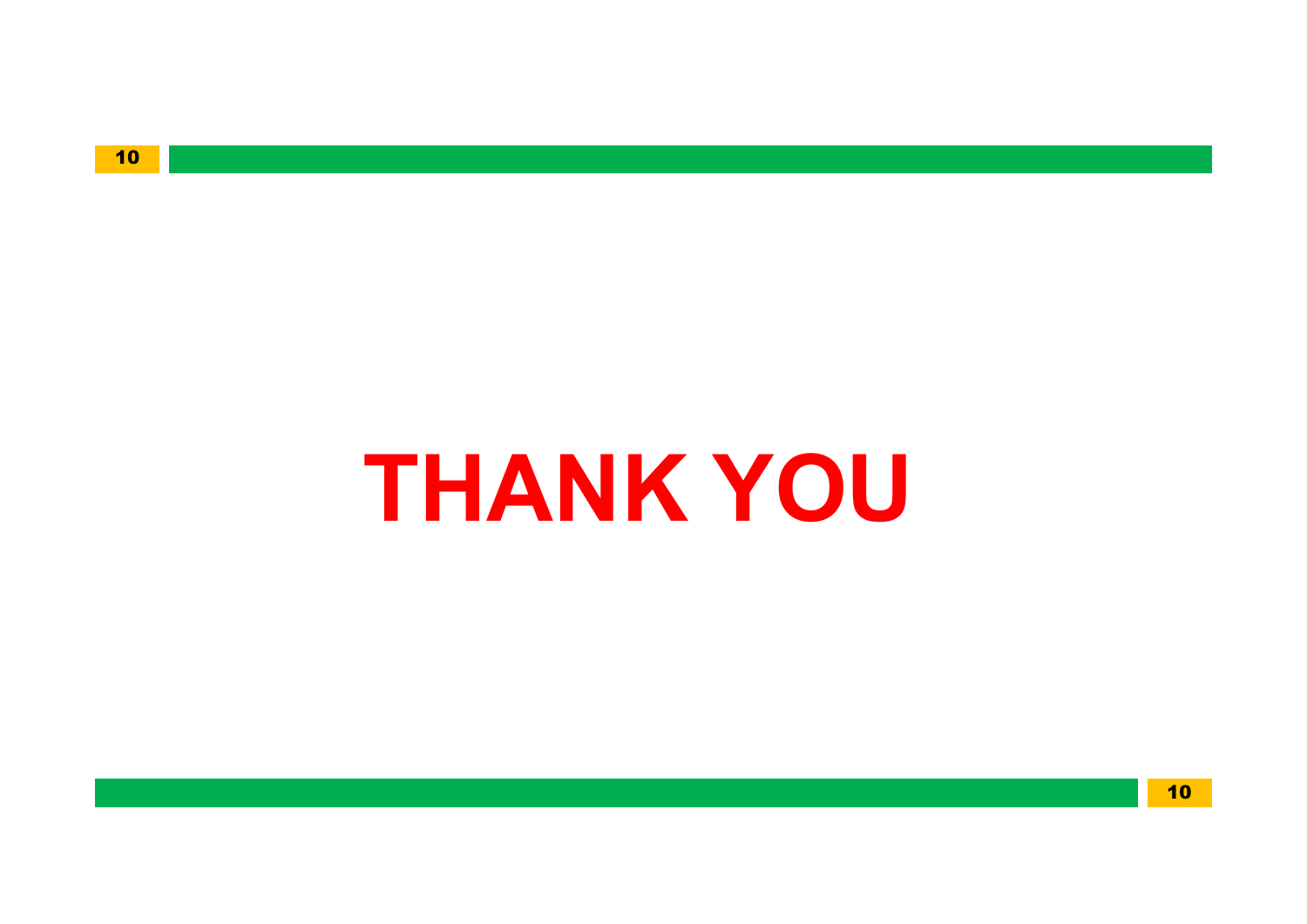# THANK YOU